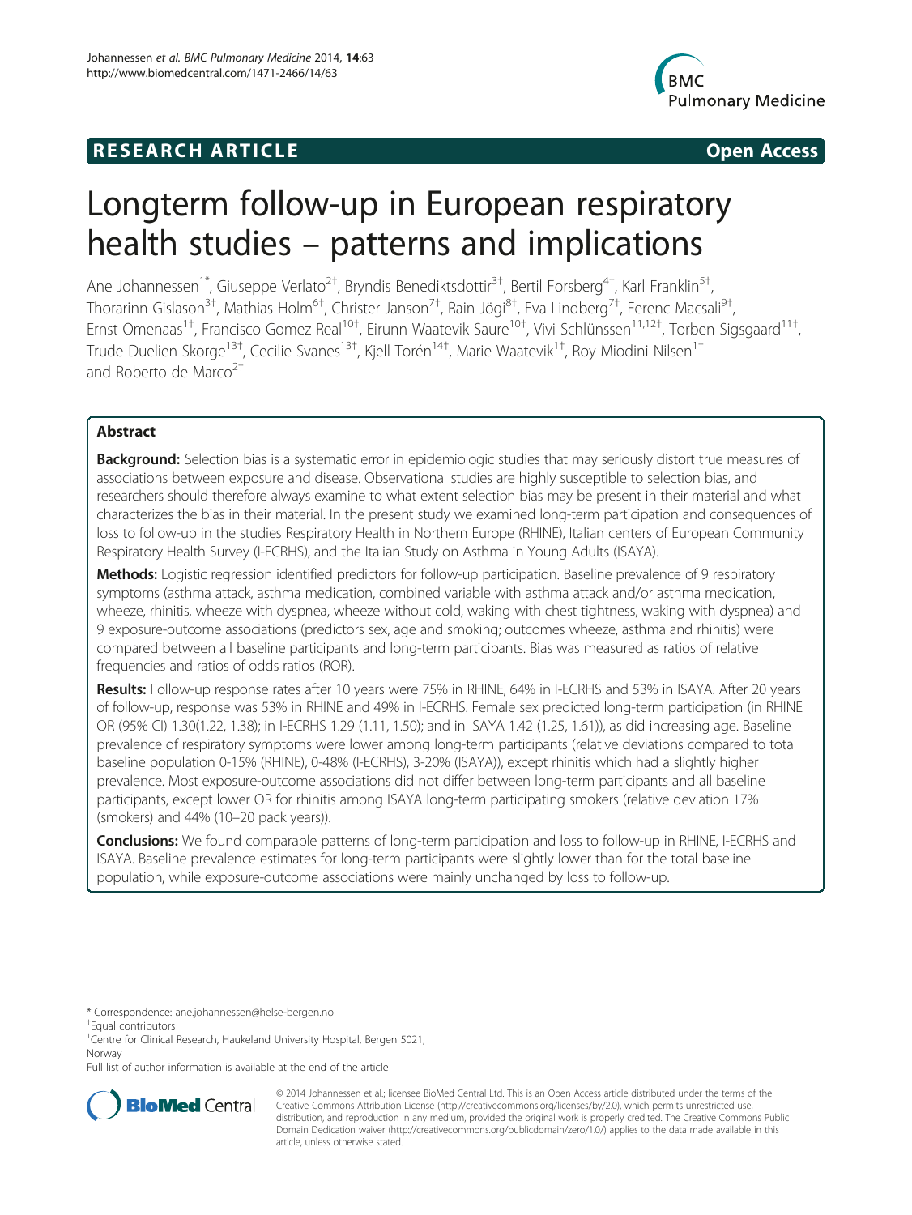**RESEARCH ARTICLE** **Open Access**

# Longterm follow-up in European respiratory health studies – patterns and implications

Ane Johannessen[1*], Giuseppe Verlato[2†], Bryndis Benediktsdottir[3†], Bertil Forsberg[4†], Karl Franklin[5†], Thorarinn Gislason[3†], Mathias Holm[6†], Christer Janson[7†], Rain Jõgi[8†], Eva Lindberg[7†], Ferenc Macsali[9†], Ernst Omenaas[1†], Francisco Gomez Real[10†], Eirunn Waatevik Saure[10†], Vivi Schlünssen[11,12†], Torben Sigsgaard[11†], Trude Duelien Skorge[13†], Cecilie Svanes[13†], Kjell Torén[14†], Marie Waatevik[1†], Roy Miodini Nilsen[1†] and Roberto de Marco[2†]

## Abstract

**Background:** Selection bias is a systematic error in epidemiologic studies that may seriously distort true measures of associations between exposure and disease. Observational studies are highly susceptible to selection bias, and researchers should therefore always examine to what extent selection bias may be present in their material and what characterizes the bias in their material. In the present study we examined long-term participation and consequences of loss to follow-up in the studies Respiratory Health in Northern Europe (RHINE), Italian centers of European Community Respiratory Health Survey (I-ECRHS), and the Italian Study on Asthma in Young Adults (ISAYA).

**Methods:** Logistic regression identified predictors for follow-up participation. Baseline prevalence of 9 respiratory symptoms (asthma attack, asthma medication, combined variable with asthma attack and/or asthma medication, wheeze, rhinitis, wheeze with dyspnea, wheeze without cold, waking with chest tightness, waking with dyspnea) and 9 exposure-outcome associations (predictors sex, age and smoking; outcomes wheeze, asthma and rhinitis) were compared between all baseline participants and long-term participants. Bias was measured as ratios of relative frequencies and ratios of odds ratios (ROR).

**Results:** Follow-up response rates after 10 years were 75% in RHINE, 64% in I-ECRHS and 53% in ISAYA. After 20 years of follow-up, response was 53% in RHINE and 49% in I-ECRHS. Female sex predicted long-term participation (in RHINE OR (95% CI) 1.30(1.22, 1.38); in I-ECRHS 1.29 (1.11, 1.50); and in ISAYA 1.42 (1.25, 1.61)), as did increasing age. Baseline prevalence of respiratory symptoms were lower among long-term participants (relative deviations compared to total baseline population 0-15% (RHINE), 0-48% (I-ECRHS), 3-20% (ISAYA)), except rhinitis which had a slightly higher prevalence. Most exposure-outcome associations did not differ between long-term participants and all baseline participants, except lower OR for rhinitis among ISAYA long-term participating smokers (relative deviation 17% (smokers) and 44% (10–20 pack years)).

**Conclusions:** We found comparable patterns of long-term participation and loss to follow-up in RHINE, I-ECRHS and ISAYA. Baseline prevalence estimates for long-term participants were slightly lower than for the total baseline population, while exposure-outcome associations were mainly unchanged by loss to follow-up.

---

\* Correspondence: ane.johannessen@helse-bergen.no

† Equal contributors

[1] Centre for Clinical Research, Haukeland University Hospital, Bergen 5021, Norway

Full list of author information is available at the end of the article

© 2014 Johannessen et al.; licensee BioMed Central Ltd. This is an Open Access article distributed under the terms of the Creative Commons Attribution License (http://creativecommons.org/licenses/by/2.0), which permits unrestricted use, distribution, and reproduction in any medium, provided the original work is properly credited. The Creative Commons Public Domain Dedication waiver (http://creativecommons.org/publicdomain/zero/1.0/) applies to the data made available in this article, unless otherwise stated.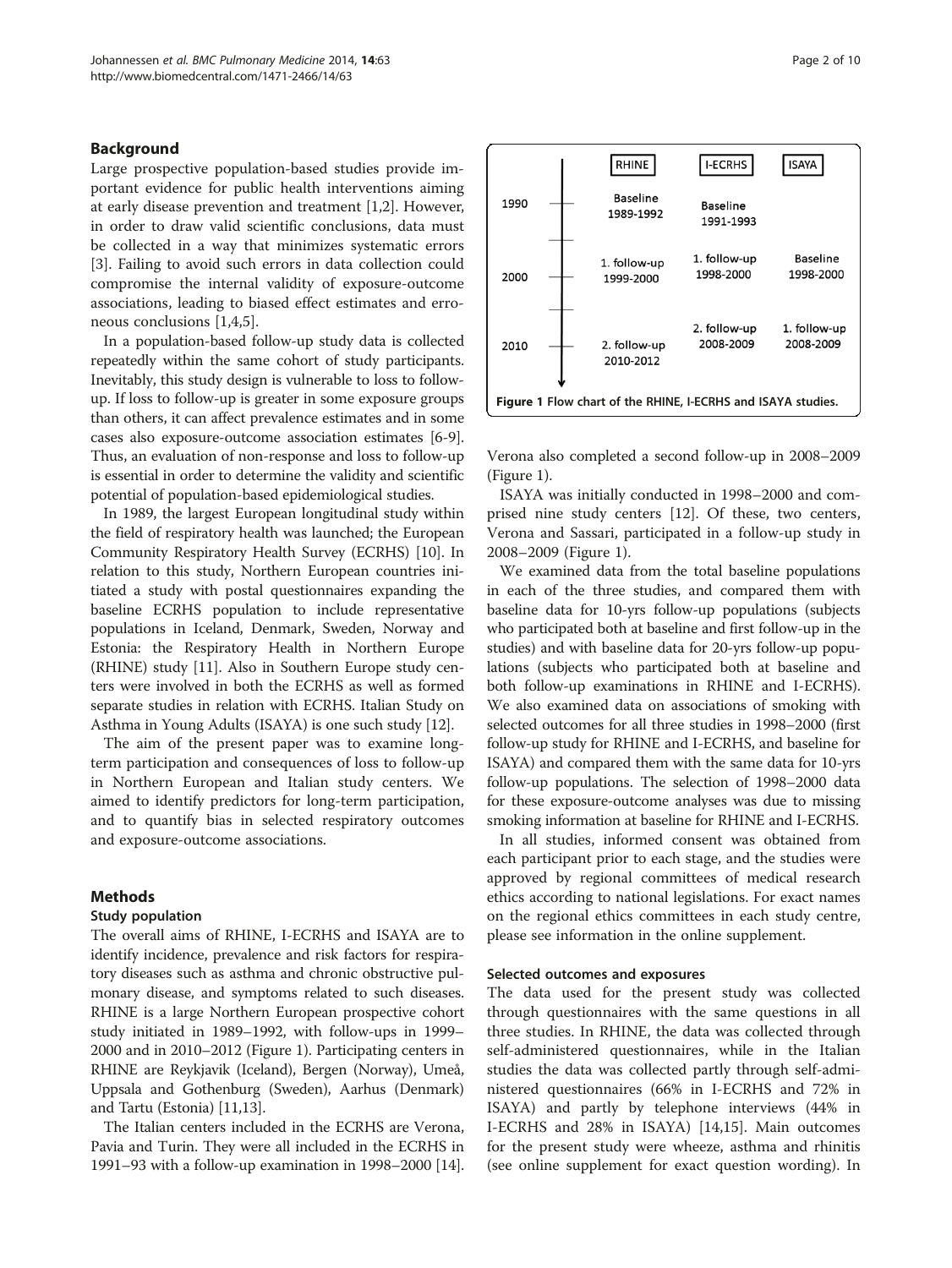## Background

Large prospective population-based studies provide important evidence for public health interventions aiming at early disease prevention and treatment [1,2]. However, in order to draw valid scientific conclusions, data must be collected in a way that minimizes systematic errors [3]. Failing to avoid such errors in data collection could compromise the internal validity of exposure-outcome associations, leading to biased effect estimates and erroneous conclusions [1,4,5].

In a population-based follow-up study data is collected repeatedly within the same cohort of study participants. Inevitably, this study design is vulnerable to loss to follow-up. If loss to follow-up is greater in some exposure groups than others, it can affect prevalence estimates and in some cases also exposure-outcome association estimates [6-9]. Thus, an evaluation of non-response and loss to follow-up is essential in order to determine the validity and scientific potential of population-based epidemiological studies.

In 1989, the largest European longitudinal study within the field of respiratory health was launched; the European Community Respiratory Health Survey (ECRHS) [10]. In relation to this study, Northern European countries initiated a study with postal questionnaires expanding the baseline ECRHS population to include representative populations in Iceland, Denmark, Sweden, Norway and Estonia: the Respiratory Health in Northern Europe (RHINE) study [11]. Also in Southern Europe study centers were involved in both the ECRHS as well as formed separate studies in relation with ECRHS. Italian Study on Asthma in Young Adults (ISAYA) is one such study [12].

The aim of the present paper was to examine long-term participation and consequences of loss to follow-up in Northern European and Italian study centers. We aimed to identify predictors for long-term participation, and to quantify bias in selected respiratory outcomes and exposure-outcome associations.

## Methods

### Study population

The overall aims of RHINE, I-ECRHS and ISAYA are to identify incidence, prevalence and risk factors for respiratory diseases such as asthma and chronic obstructive pulmonary disease, and symptoms related to such diseases. RHINE is a large Northern European prospective cohort study initiated in 1989–1992, with follow-ups in 1999–2000 and in 2010–2012 (Figure 1). Participating centers in RHINE are Reykjavik (Iceland), Bergen (Norway), Umeå, Uppsala and Gothenburg (Sweden), Aarhus (Denmark) and Tartu (Estonia) [11,13].

The Italian centers included in the ECRHS are Verona, Pavia and Turin. They were all included in the ECRHS in 1991–93 with a follow-up examination in 1998–2000 [14]. Verona also completed a second follow-up in 2008–2009 (Figure 1).

| | RHINE | I-ECRHS | ISAYA |
|---|---|---|---|
| 1990 | Baseline 1989-1992 | Baseline 1991-1993 | |
| 2000 | 1. follow-up 1999-2000 | 1. follow-up 1998-2000 | Baseline 1998-2000 |
| 2010 | 2. follow-up 2010-2012 | 2. follow-up 2008-2009 | 1. follow-up 2008-2009 |

Figure 1 Flow chart of the RHINE, I-ECRHS and ISAYA studies.

ISAYA was initially conducted in 1998–2000 and comprised nine study centers [12]. Of these, two centers, Verona and Sassari, participated in a follow-up study in 2008–2009 (Figure 1).

We examined data from the total baseline populations in each of the three studies, and compared them with baseline data for 10-yrs follow-up populations (subjects who participated both at baseline and first follow-up in the studies) and with baseline data for 20-yrs follow-up populations (subjects who participated both at baseline and both follow-up examinations in RHINE and I-ECRHS). We also examined data on associations of smoking with selected outcomes for all three studies in 1998–2000 (first follow-up study for RHINE and I-ECRHS, and baseline for ISAYA) and compared them with the same data for 10-yrs follow-up populations. The selection of 1998–2000 data for these exposure-outcome analyses was due to missing smoking information at baseline for RHINE and I-ECRHS.

In all studies, informed consent was obtained from each participant prior to each stage, and the studies were approved by regional committees of medical research ethics according to national legislations. For exact names on the regional ethics committees in each study centre, please see information in the online supplement.

### Selected outcomes and exposures

The data used for the present study was collected through questionnaires with the same questions in all three studies. In RHINE, the data was collected through self-administered questionnaires, while in the Italian studies the data was collected partly through self-administered questionnaires (66% in I-ECRHS and 72% in ISAYA) and partly by telephone interviews (44% in I-ECRHS and 28% in ISAYA) [14,15]. Main outcomes for the present study were wheeze, asthma and rhinitis (see online supplement for exact question wording). In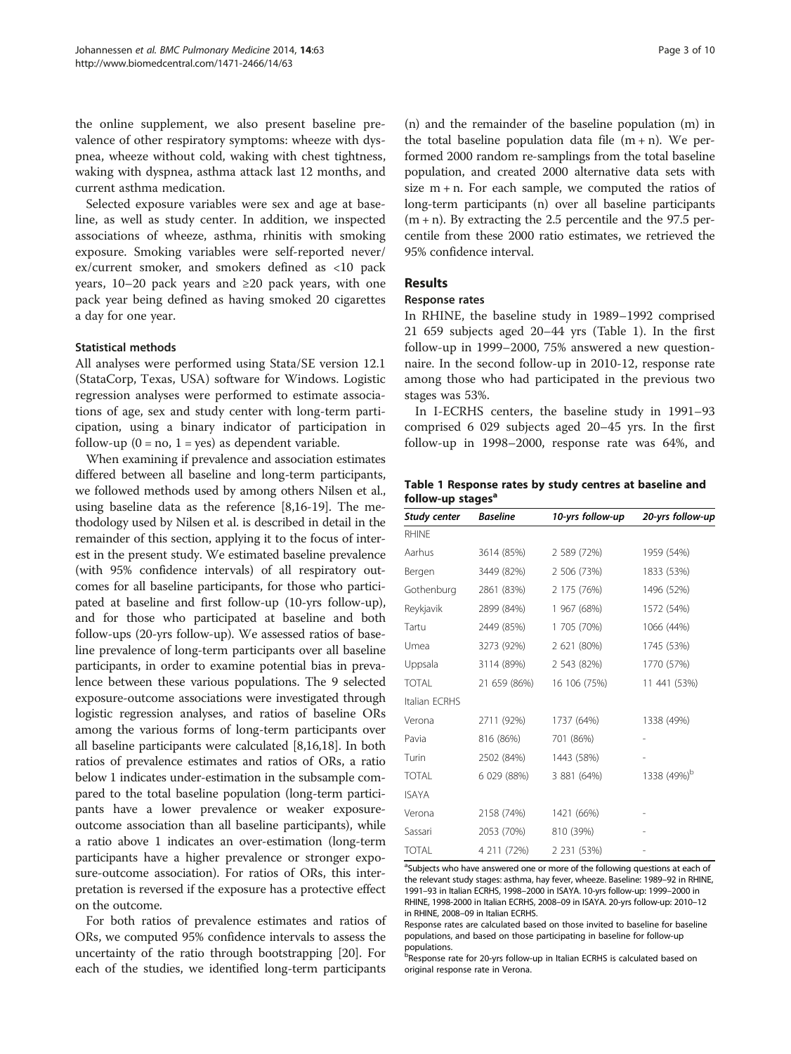the online supplement, we also present baseline prevalence of other respiratory symptoms: wheeze with dyspnea, wheeze without cold, waking with chest tightness, waking with dyspnea, asthma attack last 12 months, and current asthma medication.

Selected exposure variables were sex and age at baseline, as well as study center. In addition, we inspected associations of wheeze, asthma, rhinitis with smoking exposure. Smoking variables were self-reported never/ex/current smoker, and smokers defined as <10 pack years, 10–20 pack years and ≥20 pack years, with one pack year being defined as having smoked 20 cigarettes a day for one year.

#### Statistical methods

All analyses were performed using Stata/SE version 12.1 (StataCorp, Texas, USA) software for Windows. Logistic regression analyses were performed to estimate associations of age, sex and study center with long-term participation, using a binary indicator of participation in follow-up (0 = no, 1 = yes) as dependent variable.

When examining if prevalence and association estimates differed between all baseline and long-term participants, we followed methods used by among others Nilsen et al., using baseline data as the reference [8,16-19]. The methodology used by Nilsen et al. is described in detail in the remainder of this section, applying it to the focus of interest in the present study. We estimated baseline prevalence (with 95% confidence intervals) of all respiratory outcomes for all baseline participants, for those who participated at baseline and first follow-up (10-yrs follow-up), and for those who participated at baseline and both follow-ups (20-yrs follow-up). We assessed ratios of baseline prevalence of long-term participants over all baseline participants, in order to examine potential bias in prevalence between these various populations. The 9 selected exposure-outcome associations were investigated through logistic regression analyses, and ratios of baseline ORs among the various forms of long-term participants over all baseline participants were calculated [8,16,18]. In both ratios of prevalence estimates and ratios of ORs, a ratio below 1 indicates under-estimation in the subsample compared to the total baseline population (long-term participants have a lower prevalence or weaker exposure-outcome association than all baseline participants), while a ratio above 1 indicates an over-estimation (long-term participants have a higher prevalence or stronger exposure-outcome association). For ratios of ORs, this interpretation is reversed if the exposure has a protective effect on the outcome.

For both ratios of prevalence estimates and ratios of ORs, we computed 95% confidence intervals to assess the uncertainty of the ratio through bootstrapping [20]. For each of the studies, we identified long-term participants (n) and the remainder of the baseline population (m) in the total baseline population data file (m + n). We performed 2000 random re-samplings from the total baseline population, and created 2000 alternative data sets with size m + n. For each sample, we computed the ratios of long-term participants (n) over all baseline participants (m + n). By extracting the 2.5 percentile and the 97.5 percentile from these 2000 ratio estimates, we retrieved the 95% confidence interval.

## Results

#### Response rates

In RHINE, the baseline study in 1989–1992 comprised 21 659 subjects aged 20–44 yrs (Table 1). In the first follow-up in 1999–2000, 75% answered a new questionnaire. In the second follow-up in 2010-12, response rate among those who had participated in the previous two stages was 53%.

In I-ECRHS centers, the baseline study in 1991–93 comprised 6 029 subjects aged 20–45 yrs. In the first follow-up in 1998–2000, response rate was 64%, and

**Table 1 Response rates by study centres at baseline and follow-up stages[a]**

| Study center | Baseline | 10-yrs follow-up | 20-yrs follow-up |
|---|---|---|---|
| RHINE | | | |
| Aarhus | 3614 (85%) | 2 589 (72%) | 1959 (54%) |
| Bergen | 3449 (82%) | 2 506 (73%) | 1833 (53%) |
| Gothenburg | 2861 (83%) | 2 175 (76%) | 1496 (52%) |
| Reykjavik | 2899 (84%) | 1 967 (68%) | 1572 (54%) |
| Tartu | 2449 (85%) | 1 705 (70%) | 1066 (44%) |
| Umea | 3273 (92%) | 2 621 (80%) | 1745 (53%) |
| Uppsala | 3114 (89%) | 2 543 (82%) | 1770 (57%) |
| TOTAL | 21 659 (86%) | 16 106 (75%) | 11 441 (53%) |
| Italian ECRHS | | | |
| Verona | 2711 (92%) | 1737 (64%) | 1338 (49%) |
| Pavia | 816 (86%) | 701 (86%) | - |
| Turin | 2502 (84%) | 1443 (58%) | - |
| TOTAL | 6 029 (88%) | 3 881 (64%) | 1338 (49%)[b] |
| ISAYA | | | |
| Verona | 2158 (74%) | 1421 (66%) | - |
| Sassari | 2053 (70%) | 810 (39%) | - |
| TOTAL | 4 211 (72%) | 2 231 (53%) | - |

[a]Subjects who have answered one or more of the following questions at each of the relevant study stages: asthma, hay fever, wheeze. Baseline: 1989–92 in RHINE, 1991–93 in Italian ECRHS, 1998–2000 in ISAYA. 10-yrs follow-up: 1999–2000 in RHINE, 1998-2000 in Italian ECRHS, 2008–09 in ISAYA. 20-yrs follow-up: 2010–12 in RHINE, 2008–09 in Italian ECRHS.
Response rates are calculated based on those invited to baseline for baseline populations, and based on those participating in baseline for follow-up populations.
[b]Response rate for 20-yrs follow-up in Italian ECRHS is calculated based on original response rate in Verona.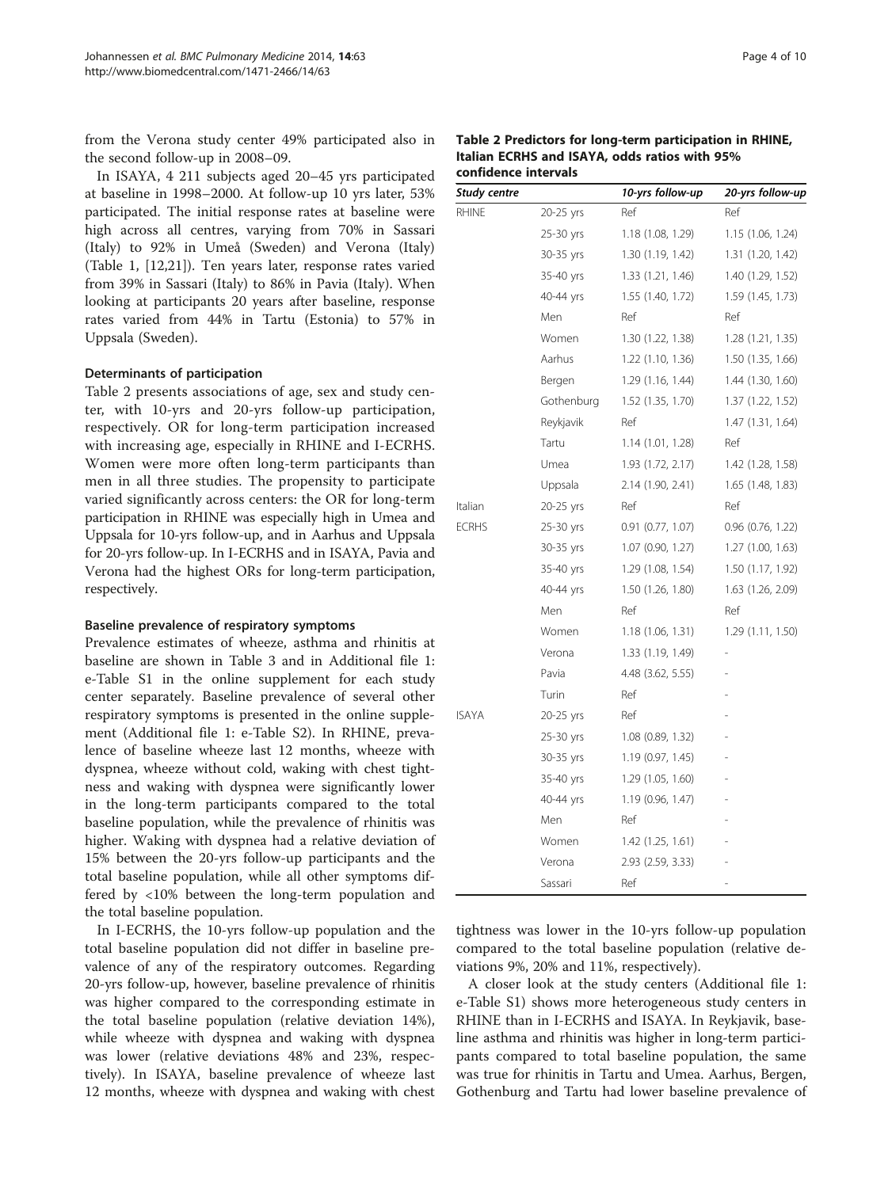from the Verona study center 49% participated also in the second follow-up in 2008–09.

In ISAYA, 4 211 subjects aged 20–45 yrs participated at baseline in 1998–2000. At follow-up 10 yrs later, 53% participated. The initial response rates at baseline were high across all centres, varying from 70% in Sassari (Italy) to 92% in Umeå (Sweden) and Verona (Italy) (Table 1, [12,21]). Ten years later, response rates varied from 39% in Sassari (Italy) to 86% in Pavia (Italy). When looking at participants 20 years after baseline, response rates varied from 44% in Tartu (Estonia) to 57% in Uppsala (Sweden).

### Determinants of participation

Table 2 presents associations of age, sex and study center, with 10-yrs and 20-yrs follow-up participation, respectively. OR for long-term participation increased with increasing age, especially in RHINE and I-ECRHS. Women were more often long-term participants than men in all three studies. The propensity to participate varied significantly across centers: the OR for long-term participation in RHINE was especially high in Umea and Uppsala for 10-yrs follow-up, and in Aarhus and Uppsala for 20-yrs follow-up. In I-ECRHS and in ISAYA, Pavia and Verona had the highest ORs for long-term participation, respectively.

**Table 2 Predictors for long-term participation in RHINE, Italian ECRHS and ISAYA, odds ratios with 95% confidence intervals**

| Study centre | | 10-yrs follow-up | 20-yrs follow-up |
|---|---|---|---|
| RHINE | 20-25 yrs | Ref | Ref |
| | 25-30 yrs | 1.18 (1.08, 1.29) | 1.15 (1.06, 1.24) |
| | 30-35 yrs | 1.30 (1.19, 1.42) | 1.31 (1.20, 1.42) |
| | 35-40 yrs | 1.33 (1.21, 1.46) | 1.40 (1.29, 1.52) |
| | 40-44 yrs | 1.55 (1.40, 1.72) | 1.59 (1.45, 1.73) |
| | Men | Ref | Ref |
| | Women | 1.30 (1.22, 1.38) | 1.28 (1.21, 1.35) |
| | Aarhus | 1.22 (1.10, 1.36) | 1.50 (1.35, 1.66) |
| | Bergen | 1.29 (1.16, 1.44) | 1.44 (1.30, 1.60) |
| | Gothenburg | 1.52 (1.35, 1.70) | 1.37 (1.22, 1.52) |
| | Reykjavik | Ref | 1.47 (1.31, 1.64) |
| | Tartu | 1.14 (1.01, 1.28) | Ref |
| | Umea | 1.93 (1.72, 2.17) | 1.42 (1.28, 1.58) |
| | Uppsala | 2.14 (1.90, 2.41) | 1.65 (1.48, 1.83) |
| Italian ECRHS | 20-25 yrs | Ref | Ref |
| | 25-30 yrs | 0.91 (0.77, 1.07) | 0.96 (0.76, 1.22) |
| | 30-35 yrs | 1.07 (0.90, 1.27) | 1.27 (1.00, 1.63) |
| | 35-40 yrs | 1.29 (1.08, 1.54) | 1.50 (1.17, 1.92) |
| | 40-44 yrs | 1.50 (1.26, 1.80) | 1.63 (1.26, 2.09) |
| | Men | Ref | Ref |
| | Women | 1.18 (1.06, 1.31) | 1.29 (1.11, 1.50) |
| | Verona | 1.33 (1.19, 1.49) | - |
| | Pavia | 4.48 (3.62, 5.55) | - |
| | Turin | Ref | - |
| ISAYA | 20-25 yrs | Ref | - |
| | 25-30 yrs | 1.08 (0.89, 1.32) | - |
| | 30-35 yrs | 1.19 (0.97, 1.45) | - |
| | 35-40 yrs | 1.29 (1.05, 1.60) | - |
| | 40-44 yrs | 1.19 (0.96, 1.47) | - |
| | Men | Ref | - |
| | Women | 1.42 (1.25, 1.61) | - |
| | Verona | 2.93 (2.59, 3.33) | - |
| | Sassari | Ref | - |

### Baseline prevalence of respiratory symptoms

Prevalence estimates of wheeze, asthma and rhinitis at baseline are shown in Table 3 and in Additional file 1: e-Table S1 in the online supplement for each study center separately. Baseline prevalence of several other respiratory symptoms is presented in the online supplement (Additional file 1: e-Table S2). In RHINE, prevalence of baseline wheeze last 12 months, wheeze with dyspnea, wheeze without cold, waking with chest tightness and waking with dyspnea were significantly lower in the long-term participants compared to the total baseline population, while the prevalence of rhinitis was higher. Waking with dyspnea had a relative deviation of 15% between the 20-yrs follow-up participants and the total baseline population, while all other symptoms differed by <10% between the long-term population and the total baseline population.

In I-ECRHS, the 10-yrs follow-up population and the total baseline population did not differ in baseline prevalence of any of the respiratory outcomes. Regarding 20-yrs follow-up, however, baseline prevalence of rhinitis was higher compared to the corresponding estimate in the total baseline population (relative deviation 14%), while wheeze with dyspnea and waking with dyspnea was lower (relative deviations 48% and 23%, respectively). In ISAYA, baseline prevalence of wheeze last 12 months, wheeze with dyspnea and waking with chest tightness was lower in the 10-yrs follow-up population compared to the total baseline population (relative deviations 9%, 20% and 11%, respectively).

A closer look at the study centers (Additional file 1: e-Table S1) shows more heterogeneous study centers in RHINE than in I-ECRHS and ISAYA. In Reykjavik, baseline asthma and rhinitis was higher in long-term participants compared to total baseline population, the same was true for rhinitis in Tartu and Umea. Aarhus, Bergen, Gothenburg and Tartu had lower baseline prevalence of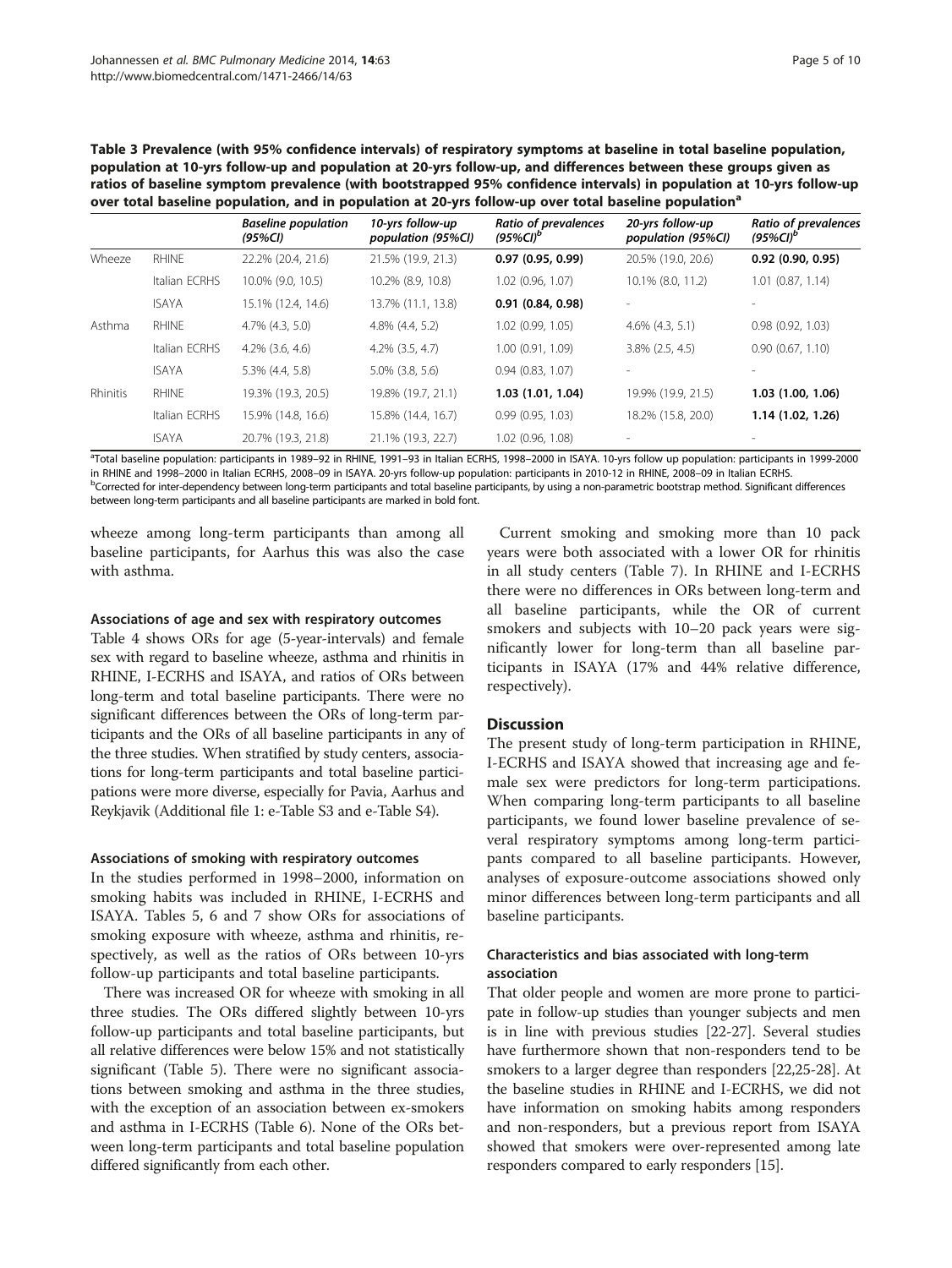**Table 3 Prevalence (with 95% confidence intervals) of respiratory symptoms at baseline in total baseline population, population at 10-yrs follow-up and population at 20-yrs follow-up, and differences between these groups given as ratios of baseline symptom prevalence (with bootstrapped 95% confidence intervals) in population at 10-yrs follow-up over total baseline population, and in population at 20-yrs follow-up over total baseline population[a]**

| | | Baseline population (95%CI) | 10-yrs follow-up population (95%CI) | Ratio of prevalences (95%CI)[b] | 20-yrs follow-up population (95%CI) | Ratio of prevalences (95%CI)[b] |
|---|---|---|---|---|---|---|
| Wheeze | RHINE | 22.2% (20.4, 21.6) | 21.5% (19.9, 21.3) | **0.97 (0.95, 0.99)** | 20.5% (19.0, 20.6) | **0.92 (0.90, 0.95)** |
| | Italian ECRHS | 10.0% (9.0, 10.5) | 10.2% (8.9, 10.8) | 1.02 (0.96, 1.07) | 10.1% (8.0, 11.2) | 1.01 (0.87, 1.14) |
| | ISAYA | 15.1% (12.4, 14.6) | 13.7% (11.1, 13.8) | **0.91 (0.84, 0.98)** | - | - |
| Asthma | RHINE | 4.7% (4.3, 5.0) | 4.8% (4.4, 5.2) | 1.02 (0.99, 1.05) | 4.6% (4.3, 5.1) | 0.98 (0.92, 1.03) |
| | Italian ECRHS | 4.2% (3.6, 4.6) | 4.2% (3.5, 4.7) | 1.00 (0.91, 1.09) | 3.8% (2.5, 4.5) | 0.90 (0.67, 1.10) |
| | ISAYA | 5.3% (4.4, 5.8) | 5.0% (3.8, 5.6) | 0.94 (0.83, 1.07) | - | - |
| Rhinitis | RHINE | 19.3% (19.3, 20.5) | 19.8% (19.7, 21.1) | **1.03 (1.01, 1.04)** | 19.9% (19.9, 21.5) | **1.03 (1.00, 1.06)** |
| | Italian ECRHS | 15.9% (14.8, 16.6) | 15.8% (14.4, 16.7) | 0.99 (0.95, 1.03) | 18.2% (15.8, 20.0) | **1.14 (1.02, 1.26)** |
| | ISAYA | 20.7% (19.3, 21.8) | 21.1% (19.3, 22.7) | 1.02 (0.96, 1.08) | - | - |

[a]Total baseline population: participants in 1989–92 in RHINE, 1991–93 in Italian ECRHS, 1998–2000 in ISAYA. 10-yrs follow up population: participants in 1999-2000 in RHINE and 1998–2000 in Italian ECRHS, 2008–09 in ISAYA. 20-yrs follow-up population: participants in 2010-12 in RHINE, 2008–09 in Italian ECRHS.
[b]Corrected for inter-dependency between long-term participants and total baseline participants, by using a non-parametric bootstrap method. Significant differences between long-term participants and all baseline participants are marked in bold font.

wheeze among long-term participants than among all baseline participants, for Aarhus this was also the case with asthma.

#### Associations of age and sex with respiratory outcomes

Table 4 shows ORs for age (5-year-intervals) and female sex with regard to baseline wheeze, asthma and rhinitis in RHINE, I-ECRHS and ISAYA, and ratios of ORs between long-term and total baseline participants. There were no significant differences between the ORs of long-term participants and the ORs of all baseline participants in any of the three studies. When stratified by study centers, associations for long-term participants and total baseline participations were more diverse, especially for Pavia, Aarhus and Reykjavik (Additional file 1: e-Table S3 and e-Table S4).

#### Associations of smoking with respiratory outcomes

In the studies performed in 1998–2000, information on smoking habits was included in RHINE, I-ECRHS and ISAYA. Tables 5, 6 and 7 show ORs for associations of smoking exposure with wheeze, asthma and rhinitis, respectively, as well as the ratios of ORs between 10-yrs follow-up participants and total baseline participants.

There was increased OR for wheeze with smoking in all three studies. The ORs differed slightly between 10-yrs follow-up participants and total baseline participants, but all relative differences were below 15% and not statistically significant (Table 5). There were no significant associations between smoking and asthma in the three studies, with the exception of an association between ex-smokers and asthma in I-ECRHS (Table 6). None of the ORs between long-term participants and total baseline population differed significantly from each other.

Current smoking and smoking more than 10 pack years were both associated with a lower OR for rhinitis in all study centers (Table 7). In RHINE and I-ECRHS there were no differences in ORs between long-term and all baseline participants, while the OR of current smokers and subjects with 10–20 pack years were significantly lower for long-term than all baseline participants in ISAYA (17% and 44% relative difference, respectively).

## Discussion

The present study of long-term participation in RHINE, I-ECRHS and ISAYA showed that increasing age and female sex were predictors for long-term participations. When comparing long-term participants to all baseline participants, we found lower baseline prevalence of several respiratory symptoms among long-term participants compared to all baseline participants. However, analyses of exposure-outcome associations showed only minor differences between long-term participants and all baseline participants.

### Characteristics and bias associated with long-term association

That older people and women are more prone to participate in follow-up studies than younger subjects and men is in line with previous studies [22-27]. Several studies have furthermore shown that non-responders tend to be smokers to a larger degree than responders [22,25-28]. At the baseline studies in RHINE and I-ECRHS, we did not have information on smoking habits among responders and non-responders, but a previous report from ISAYA showed that smokers were over-represented among late responders compared to early responders [15].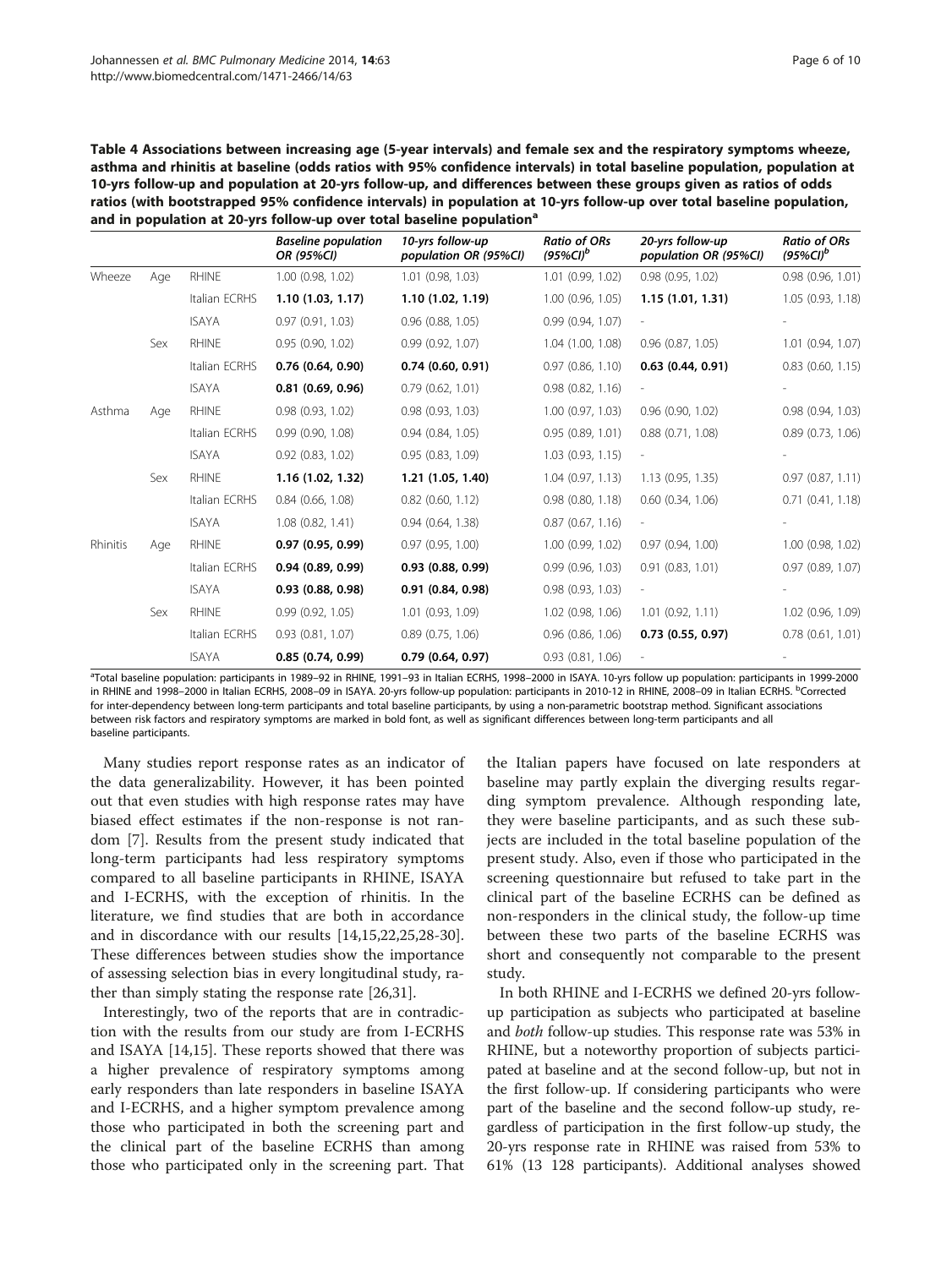**Table 4 Associations between increasing age (5-year intervals) and female sex and the respiratory symptoms wheeze, asthma and rhinitis at baseline (odds ratios with 95% confidence intervals) in total baseline population, population at 10-yrs follow-up and population at 20-yrs follow-up, and differences between these groups given as ratios of odds ratios (with bootstrapped 95% confidence intervals) in population at 10-yrs follow-up over total baseline population, and in population at 20-yrs follow-up over total baseline population[a]**

| | | | *Baseline population OR (95%CI)* | *10-yrs follow-up population OR (95%CI)* | *Ratio of ORs (95%CI)[b]* | *20-yrs follow-up population OR (95%CI)* | *Ratio of ORs (95%CI)[b]* |
|---|---|---|---|---|---|---|---|
| Wheeze | Age | RHINE | 1.00 (0.98, 1.02) | 1.01 (0.98, 1.03) | 1.01 (0.99, 1.02) | 0.98 (0.95, 1.02) | 0.98 (0.96, 1.01) |
| | | Italian ECRHS | **1.10 (1.03, 1.17)** | **1.10 (1.02, 1.19)** | 1.00 (0.96, 1.05) | **1.15 (1.01, 1.31)** | 1.05 (0.93, 1.18) |
| | | ISAYA | 0.97 (0.91, 1.03) | 0.96 (0.88, 1.05) | 0.99 (0.94, 1.07) | - | - |
| | Sex | RHINE | 0.95 (0.90, 1.02) | 0.99 (0.92, 1.07) | 1.04 (1.00, 1.08) | 0.96 (0.87, 1.05) | 1.01 (0.94, 1.07) |
| | | Italian ECRHS | **0.76 (0.64, 0.90)** | **0.74 (0.60, 0.91)** | 0.97 (0.86, 1.10) | **0.63 (0.44, 0.91)** | 0.83 (0.60, 1.15) |
| | | ISAYA | **0.81 (0.69, 0.96)** | 0.79 (0.62, 1.01) | 0.98 (0.82, 1.16) | - | - |
| Asthma | Age | RHINE | 0.98 (0.93, 1.02) | 0.98 (0.93, 1.03) | 1.00 (0.97, 1.03) | 0.96 (0.90, 1.02) | 0.98 (0.94, 1.03) |
| | | Italian ECRHS | 0.99 (0.90, 1.08) | 0.94 (0.84, 1.05) | 0.95 (0.89, 1.01) | 0.88 (0.71, 1.08) | 0.89 (0.73, 1.06) |
| | | ISAYA | 0.92 (0.83, 1.02) | 0.95 (0.83, 1.09) | 1.03 (0.93, 1.15) | - | - |
| | Sex | RHINE | **1.16 (1.02, 1.32)** | **1.21 (1.05, 1.40)** | 1.04 (0.97, 1.13) | 1.13 (0.95, 1.35) | 0.97 (0.87, 1.11) |
| | | Italian ECRHS | 0.84 (0.66, 1.08) | 0.82 (0.60, 1.12) | 0.98 (0.80, 1.18) | 0.60 (0.34, 1.06) | 0.71 (0.41, 1.18) |
| | | ISAYA | 1.08 (0.82, 1.41) | 0.94 (0.64, 1.38) | 0.87 (0.67, 1.16) | - | - |
| Rhinitis | Age | RHINE | **0.97 (0.95, 0.99)** | 0.97 (0.95, 1.00) | 1.00 (0.99, 1.02) | 0.97 (0.94, 1.00) | 1.00 (0.98, 1.02) |
| | | Italian ECRHS | **0.94 (0.89, 0.99)** | **0.93 (0.88, 0.99)** | 0.99 (0.96, 1.03) | 0.91 (0.83, 1.01) | 0.97 (0.89, 1.07) |
| | | ISAYA | **0.93 (0.88, 0.98)** | **0.91 (0.84, 0.98)** | 0.98 (0.93, 1.03) | - | - |
| | Sex | RHINE | 0.99 (0.92, 1.05) | 1.01 (0.93, 1.09) | 1.02 (0.98, 1.06) | 1.01 (0.92, 1.11) | 1.02 (0.96, 1.09) |
| | | Italian ECRHS | 0.93 (0.81, 1.07) | 0.89 (0.75, 1.06) | 0.96 (0.86, 1.06) | **0.73 (0.55, 0.97)** | 0.78 (0.61, 1.01) |
| | | ISAYA | **0.85 (0.74, 0.99)** | **0.79 (0.64, 0.97)** | 0.93 (0.81, 1.06) | - | - |

[a]Total baseline population: participants in 1989–92 in RHINE, 1991–93 in Italian ECRHS, 1998–2000 in ISAYA. 10-yrs follow up population: participants in 1999-2000 in RHINE and 1998–2000 in Italian ECRHS, 2008–09 in ISAYA. 20-yrs follow-up population: participants in 2010-12 in RHINE, 2008–09 in Italian ECRHS. [b]Corrected for inter-dependency between long-term participants and total baseline participants, by using a non-parametric bootstrap method. Significant associations between risk factors and respiratory symptoms are marked in bold font, as well as significant differences between long-term participants and all baseline participants.

Many studies report response rates as an indicator of the data generalizability. However, it has been pointed out that even studies with high response rates may have biased effect estimates if the non-response is not random [7]. Results from the present study indicated that long-term participants had less respiratory symptoms compared to all baseline participants in RHINE, ISAYA and I-ECRHS, with the exception of rhinitis. In the literature, we find studies that are both in accordance and in discordance with our results [14,15,22,25,28-30]. These differences between studies show the importance of assessing selection bias in every longitudinal study, rather than simply stating the response rate [26,31].

Interestingly, two of the reports that are in contradiction with the results from our study are from I-ECRHS and ISAYA [14,15]. These reports showed that there was a higher prevalence of respiratory symptoms among early responders than late responders in baseline ISAYA and I-ECRHS, and a higher symptom prevalence among those who participated in both the screening part and the clinical part of the baseline ECRHS than among those who participated only in the screening part. That the Italian papers have focused on late responders at baseline may partly explain the diverging results regarding symptom prevalence. Although responding late, they were baseline participants, and as such these subjects are included in the total baseline population of the present study. Also, even if those who participated in the screening questionnaire but refused to take part in the clinical part of the baseline ECRHS can be defined as non-responders in the clinical study, the follow-up time between these two parts of the baseline ECRHS was short and consequently not comparable to the present study.

In both RHINE and I-ECRHS we defined 20-yrs follow-up participation as subjects who participated at baseline and *both* follow-up studies. This response rate was 53% in RHINE, but a noteworthy proportion of subjects participated at baseline and at the second follow-up, but not in the first follow-up. If considering participants who were part of the baseline and the second follow-up study, regardless of participation in the first follow-up study, the 20-yrs response rate in RHINE was raised from 53% to 61% (13 128 participants). Additional analyses showed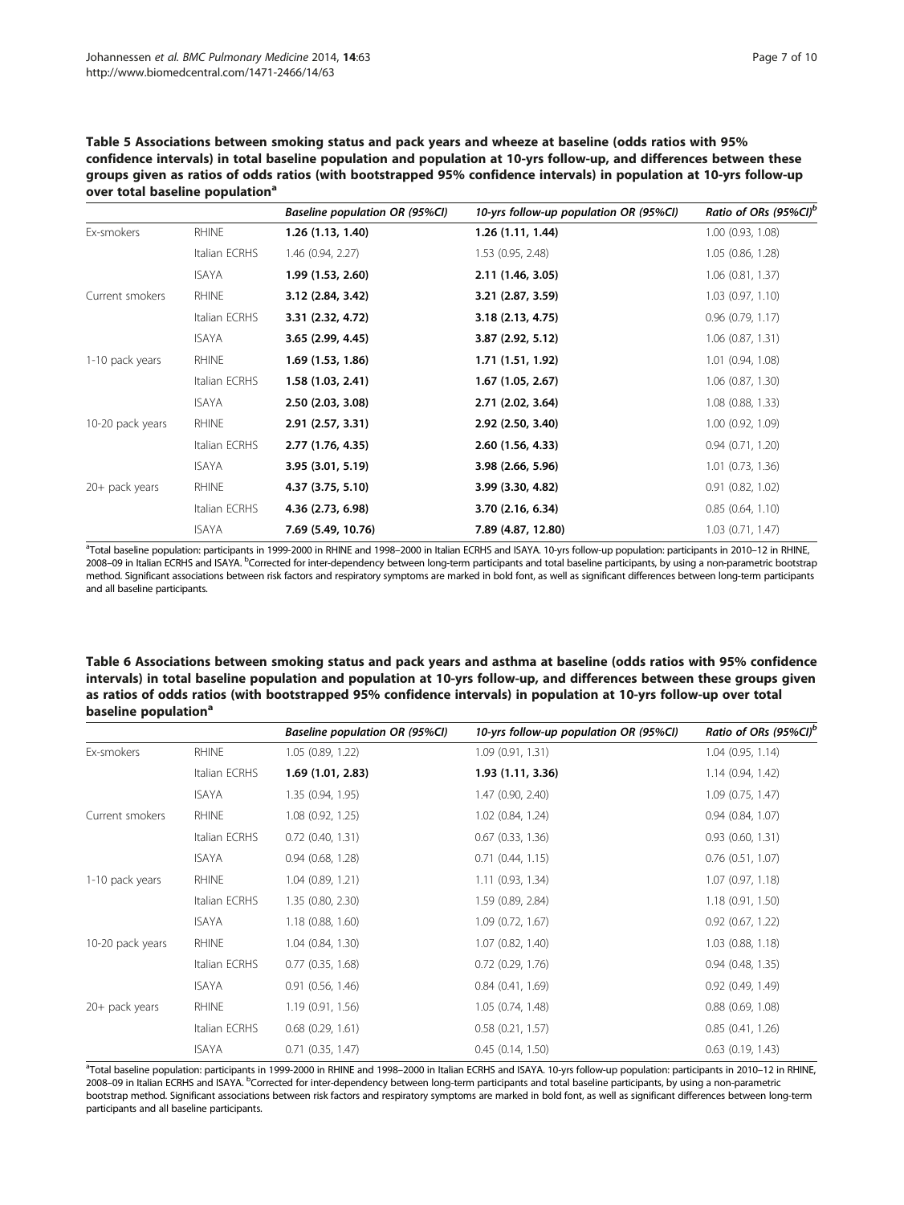**Table 5 Associations between smoking status and pack years and wheeze at baseline (odds ratios with 95% confidence intervals) in total baseline population and population at 10-yrs follow-up, and differences between these groups given as ratios of odds ratios (with bootstrapped 95% confidence intervals) in population at 10-yrs follow-up over total baseline population[a]**

| | | *Baseline population OR (95%CI)* | *10-yrs follow-up population OR (95%CI)* | *Ratio of ORs (95%CI)[b]* |
|---|---|---|---|---|
| Ex-smokers | RHINE | **1.26 (1.13, 1.40)** | **1.26 (1.11, 1.44)** | 1.00 (0.93, 1.08) |
| | Italian ECRHS | 1.46 (0.94, 2.27) | 1.53 (0.95, 2.48) | 1.05 (0.86, 1.28) |
| | ISAYA | **1.99 (1.53, 2.60)** | **2.11 (1.46, 3.05)** | 1.06 (0.81, 1.37) |
| Current smokers | RHINE | **3.12 (2.84, 3.42)** | **3.21 (2.87, 3.59)** | 1.03 (0.97, 1.10) |
| | Italian ECRHS | **3.31 (2.32, 4.72)** | **3.18 (2.13, 4.75)** | 0.96 (0.79, 1.17) |
| | ISAYA | **3.65 (2.99, 4.45)** | **3.87 (2.92, 5.12)** | 1.06 (0.87, 1.31) |
| 1-10 pack years | RHINE | **1.69 (1.53, 1.86)** | **1.71 (1.51, 1.92)** | 1.01 (0.94, 1.08) |
| | Italian ECRHS | **1.58 (1.03, 2.41)** | **1.67 (1.05, 2.67)** | 1.06 (0.87, 1.30) |
| | ISAYA | **2.50 (2.03, 3.08)** | **2.71 (2.02, 3.64)** | 1.08 (0.88, 1.33) |
| 10-20 pack years | RHINE | **2.91 (2.57, 3.31)** | **2.92 (2.50, 3.40)** | 1.00 (0.92, 1.09) |
| | Italian ECRHS | **2.77 (1.76, 4.35)** | **2.60 (1.56, 4.33)** | 0.94 (0.71, 1.20) |
| | ISAYA | **3.95 (3.01, 5.19)** | **3.98 (2.66, 5.96)** | 1.01 (0.73, 1.36) |
| 20+ pack years | RHINE | **4.37 (3.75, 5.10)** | **3.99 (3.30, 4.82)** | 0.91 (0.82, 1.02) |
| | Italian ECRHS | **4.36 (2.73, 6.98)** | **3.70 (2.16, 6.34)** | 0.85 (0.64, 1.10) |
| | ISAYA | **7.69 (5.49, 10.76)** | **7.89 (4.87, 12.80)** | 1.03 (0.71, 1.47) |

[a]Total baseline population: participants in 1999-2000 in RHINE and 1998–2000 in Italian ECRHS and ISAYA. 10-yrs follow-up population: participants in 2010–12 in RHINE, 2008–09 in Italian ECRHS and ISAYA. [b]Corrected for inter-dependency between long-term participants and total baseline participants, by using a non-parametric bootstrap method. Significant associations between risk factors and respiratory symptoms are marked in bold font, as well as significant differences between long-term participants and all baseline participants.

**Table 6 Associations between smoking status and pack years and asthma at baseline (odds ratios with 95% confidence intervals) in total baseline population and population at 10-yrs follow-up, and differences between these groups given as ratios of odds ratios (with bootstrapped 95% confidence intervals) in population at 10-yrs follow-up over total baseline population[a]**

| | | *Baseline population OR (95%CI)* | *10-yrs follow-up population OR (95%CI)* | *Ratio of ORs (95%CI)[b]* |
|---|---|---|---|---|
| Ex-smokers | RHINE | 1.05 (0.89, 1.22) | 1.09 (0.91, 1.31) | 1.04 (0.95, 1.14) |
| | Italian ECRHS | **1.69 (1.01, 2.83)** | **1.93 (1.11, 3.36)** | 1.14 (0.94, 1.42) |
| | ISAYA | 1.35 (0.94, 1.95) | 1.47 (0.90, 2.40) | 1.09 (0.75, 1.47) |
| Current smokers | RHINE | 1.08 (0.92, 1.25) | 1.02 (0.84, 1.24) | 0.94 (0.84, 1.07) |
| | Italian ECRHS | 0.72 (0.40, 1.31) | 0.67 (0.33, 1.36) | 0.93 (0.60, 1.31) |
| | ISAYA | 0.94 (0.68, 1.28) | 0.71 (0.44, 1.15) | 0.76 (0.51, 1.07) |
| 1-10 pack years | RHINE | 1.04 (0.89, 1.21) | 1.11 (0.93, 1.34) | 1.07 (0.97, 1.18) |
| | Italian ECRHS | 1.35 (0.80, 2.30) | 1.59 (0.89, 2.84) | 1.18 (0.91, 1.50) |
| | ISAYA | 1.18 (0.88, 1.60) | 1.09 (0.72, 1.67) | 0.92 (0.67, 1.22) |
| 10-20 pack years | RHINE | 1.04 (0.84, 1.30) | 1.07 (0.82, 1.40) | 1.03 (0.88, 1.18) |
| | Italian ECRHS | 0.77 (0.35, 1.68) | 0.72 (0.29, 1.76) | 0.94 (0.48, 1.35) |
| | ISAYA | 0.91 (0.56, 1.46) | 0.84 (0.41, 1.69) | 0.92 (0.49, 1.49) |
| 20+ pack years | RHINE | 1.19 (0.91, 1.56) | 1.05 (0.74, 1.48) | 0.88 (0.69, 1.08) |
| | Italian ECRHS | 0.68 (0.29, 1.61) | 0.58 (0.21, 1.57) | 0.85 (0.41, 1.26) |
| | ISAYA | 0.71 (0.35, 1.47) | 0.45 (0.14, 1.50) | 0.63 (0.19, 1.43) |

[a]Total baseline population: participants in 1999-2000 in RHINE and 1998–2000 in Italian ECRHS and ISAYA. 10-yrs follow-up population: participants in 2010–12 in RHINE, 2008–09 in Italian ECRHS and ISAYA. [b]Corrected for inter-dependency between long-term participants and total baseline participants, by using a non-parametric bootstrap method. Significant associations between risk factors and respiratory symptoms are marked in bold font, as well as significant differences between long-term participants and all baseline participants.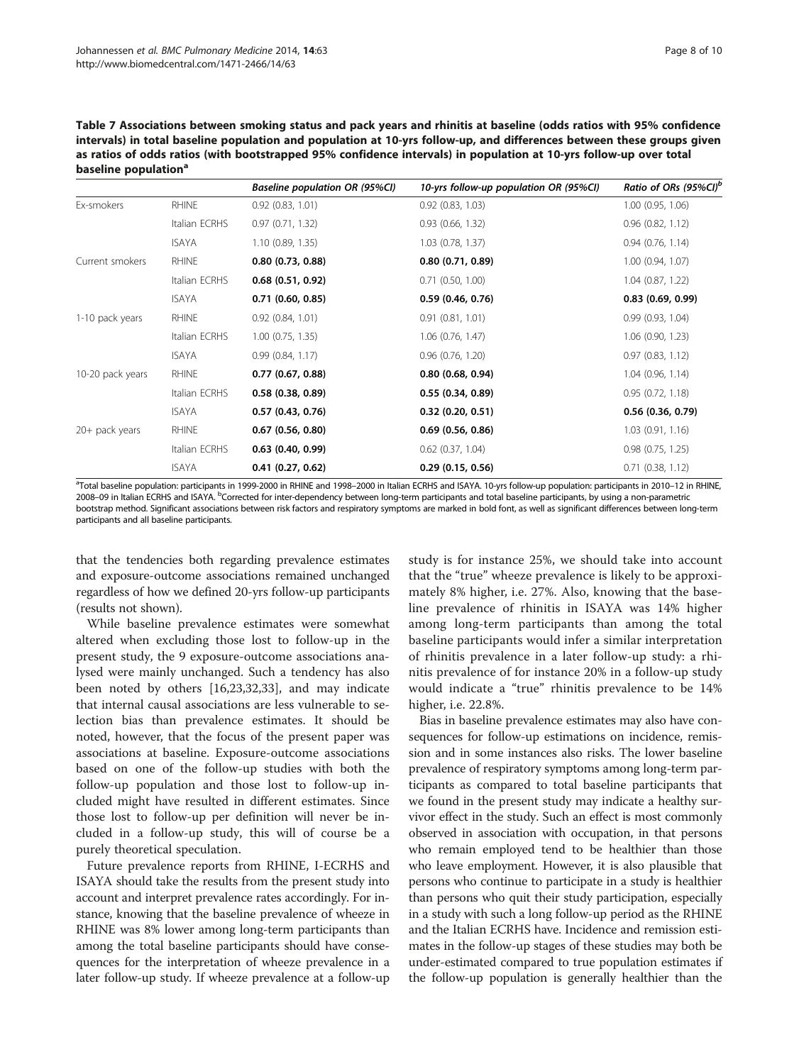**Table 7 Associations between smoking status and pack years and rhinitis at baseline (odds ratios with 95% confidence intervals) in total baseline population and population at 10-yrs follow-up, and differences between these groups given as ratios of odds ratios (with bootstrapped 95% confidence intervals) in population at 10-yrs follow-up over total baseline population[a]**

| | | *Baseline population OR (95%CI)* | *10-yrs follow-up population OR (95%CI)* | *Ratio of ORs (95%CI)[b]* |
|---|---|---|---|---|
| Ex-smokers | RHINE | 0.92 (0.83, 1.01) | 0.92 (0.83, 1.03) | 1.00 (0.95, 1.06) |
| | Italian ECRHS | 0.97 (0.71, 1.32) | 0.93 (0.66, 1.32) | 0.96 (0.82, 1.12) |
| | ISAYA | 1.10 (0.89, 1.35) | 1.03 (0.78, 1.37) | 0.94 (0.76, 1.14) |
| Current smokers | RHINE | **0.80 (0.73, 0.88)** | **0.80 (0.71, 0.89)** | 1.00 (0.94, 1.07) |
| | Italian ECRHS | **0.68 (0.51, 0.92)** | 0.71 (0.50, 1.00) | 1.04 (0.87, 1.22) |
| | ISAYA | **0.71 (0.60, 0.85)** | **0.59 (0.46, 0.76)** | **0.83 (0.69, 0.99)** |
| 1-10 pack years | RHINE | 0.92 (0.84, 1.01) | 0.91 (0.81, 1.01) | 0.99 (0.93, 1.04) |
| | Italian ECRHS | 1.00 (0.75, 1.35) | 1.06 (0.76, 1.47) | 1.06 (0.90, 1.23) |
| | ISAYA | 0.99 (0.84, 1.17) | 0.96 (0.76, 1.20) | 0.97 (0.83, 1.12) |
| 10-20 pack years | RHINE | **0.77 (0.67, 0.88)** | **0.80 (0.68, 0.94)** | 1.04 (0.96, 1.14) |
| | Italian ECRHS | **0.58 (0.38, 0.89)** | **0.55 (0.34, 0.89)** | 0.95 (0.72, 1.18) |
| | ISAYA | **0.57 (0.43, 0.76)** | **0.32 (0.20, 0.51)** | **0.56 (0.36, 0.79)** |
| 20+ pack years | RHINE | **0.67 (0.56, 0.80)** | **0.69 (0.56, 0.86)** | 1.03 (0.91, 1.16) |
| | Italian ECRHS | **0.63 (0.40, 0.99)** | 0.62 (0.37, 1.04) | 0.98 (0.75, 1.25) |
| | ISAYA | **0.41 (0.27, 0.62)** | **0.29 (0.15, 0.56)** | 0.71 (0.38, 1.12) |

[a]Total baseline population: participants in 1999-2000 in RHINE and 1998–2000 in Italian ECRHS and ISAYA. 10-yrs follow-up population: participants in 2010–12 in RHINE, 2008–09 in Italian ECRHS and ISAYA. [b]Corrected for inter-dependency between long-term participants and total baseline participants, by using a non-parametric bootstrap method. Significant associations between risk factors and respiratory symptoms are marked in bold font, as well as significant differences between long-term participants and all baseline participants.

that the tendencies both regarding prevalence estimates and exposure-outcome associations remained unchanged regardless of how we defined 20-yrs follow-up participants (results not shown).

While baseline prevalence estimates were somewhat altered when excluding those lost to follow-up in the present study, the 9 exposure-outcome associations analysed were mainly unchanged. Such a tendency has also been noted by others [16,23,32,33], and may indicate that internal causal associations are less vulnerable to selection bias than prevalence estimates. It should be noted, however, that the focus of the present paper was associations at baseline. Exposure-outcome associations based on one of the follow-up studies with both the follow-up population and those lost to follow-up included might have resulted in different estimates. Since those lost to follow-up per definition will never be included in a follow-up study, this will of course be a purely theoretical speculation.

Future prevalence reports from RHINE, I-ECRHS and ISAYA should take the results from the present study into account and interpret prevalence rates accordingly. For instance, knowing that the baseline prevalence of wheeze in RHINE was 8% lower among long-term participants than among the total baseline participants should have consequences for the interpretation of wheeze prevalence in a later follow-up study. If wheeze prevalence at a follow-up study is for instance 25%, we should take into account that the "true" wheeze prevalence is likely to be approximately 8% higher, i.e. 27%. Also, knowing that the baseline prevalence of rhinitis in ISAYA was 14% higher among long-term participants than among the total baseline participants would infer a similar interpretation of rhinitis prevalence in a later follow-up study: a rhinitis prevalence of for instance 20% in a follow-up study would indicate a "true" rhinitis prevalence to be 14% higher, i.e. 22.8%.

Bias in baseline prevalence estimates may also have consequences for follow-up estimations on incidence, remission and in some instances also risks. The lower baseline prevalence of respiratory symptoms among long-term participants as compared to total baseline participants that we found in the present study may indicate a healthy survivor effect in the study. Such an effect is most commonly observed in association with occupation, in that persons who remain employed tend to be healthier than those who leave employment. However, it is also plausible that persons who continue to participate in a study is healthier than persons who quit their study participation, especially in a study with such a long follow-up period as the RHINE and the Italian ECRHS have. Incidence and remission estimates in the follow-up stages of these studies may both be under-estimated compared to true population estimates if the follow-up population is generally healthier than the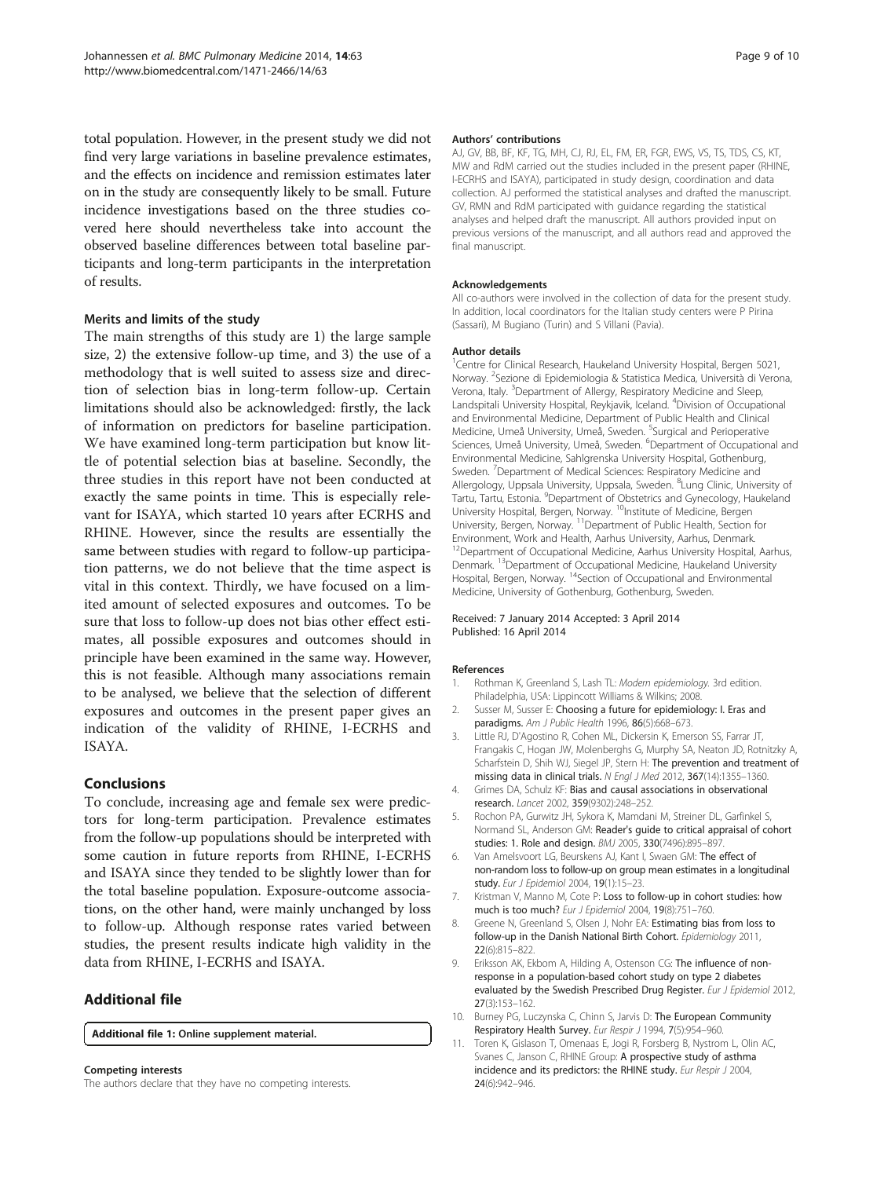total population. However, in the present study we did not find very large variations in baseline prevalence estimates, and the effects on incidence and remission estimates later on in the study are consequently likely to be small. Future incidence investigations based on the three studies covered here should nevertheless take into account the observed baseline differences between total baseline participants and long-term participants in the interpretation of results.

### Merits and limits of the study

The main strengths of this study are 1) the large sample size, 2) the extensive follow-up time, and 3) the use of a methodology that is well suited to assess size and direction of selection bias in long-term follow-up. Certain limitations should also be acknowledged: firstly, the lack of information on predictors for baseline participation. We have examined long-term participation but know little of potential selection bias at baseline. Secondly, the three studies in this report have not been conducted at exactly the same points in time. This is especially relevant for ISAYA, which started 10 years after ECRHS and RHINE. However, since the results are essentially the same between studies with regard to follow-up participation patterns, we do not believe that the time aspect is vital in this context. Thirdly, we have focused on a limited amount of selected exposures and outcomes. To be sure that loss to follow-up does not bias other effect estimates, all possible exposures and outcomes should in principle have been examined in the same way. However, this is not feasible. Although many associations remain to be analysed, we believe that the selection of different exposures and outcomes in the present paper gives an indication of the validity of RHINE, I-ECRHS and ISAYA.

## Conclusions

To conclude, increasing age and female sex were predictors for long-term participation. Prevalence estimates from the follow-up populations should be interpreted with some caution in future reports from RHINE, I-ECRHS and ISAYA since they tended to be slightly lower than for the total baseline population. Exposure-outcome associations, on the other hand, were mainly unchanged by loss to follow-up. Although response rates varied between studies, the present results indicate high validity in the data from RHINE, I-ECRHS and ISAYA.

## Additional file

**Additional file 1: Online supplement material.**

#### Competing interests

The authors declare that they have no competing interests.

#### Authors' contributions

AJ, GV, BB, BF, KF, TG, MH, CJ, RJ, EL, FM, ER, FGR, EWS, VS, TS, TDS, CS, KT, MW and RdM carried out the studies included in the present paper (RHINE, I-ECRHS and ISAYA), participated in study design, coordination and data collection. AJ performed the statistical analyses and drafted the manuscript. GV, RMN and RdM participated with guidance regarding the statistical analyses and helped draft the manuscript. All authors provided input on previous versions of the manuscript, and all authors read and approved the final manuscript.

#### Acknowledgements

All co-authors were involved in the collection of data for the present study. In addition, local coordinators for the Italian study centers were P Pirina (Sassari), M Bugiano (Turin) and S Villani (Pavia).

#### Author details

[1]Centre for Clinical Research, Haukeland University Hospital, Bergen 5021, Norway. [2]Sezione di Epidemiologia & Statistica Medica, Università di Verona, Verona, Italy. [3]Department of Allergy, Respiratory Medicine and Sleep, Landspitali University Hospital, Reykjavik, Iceland. [4]Division of Occupational and Environmental Medicine, Department of Public Health and Clinical Medicine, Umeå University, Umeå, Sweden. [5]Surgical and Perioperative Sciences, Umeå University, Umeå, Sweden. [6]Department of Occupational and Environmental Medicine, Sahlgrenska University Hospital, Gothenburg, Sweden. [7]Department of Medical Sciences: Respiratory Medicine and Allergology, Uppsala University, Uppsala, Sweden. [8]Lung Clinic, University of Tartu, Tartu, Estonia. [9]Department of Obstetrics and Gynecology, Haukeland University Hospital, Bergen, Norway. [10]Institute of Medicine, Bergen University, Bergen, Norway. [11]Department of Public Health, Section for Environment, Work and Health, Aarhus University, Aarhus, Denmark. [12]Department of Occupational Medicine, Aarhus University Hospital, Aarhus, Denmark. [13]Department of Occupational Medicine, Haukeland University Hospital, Bergen, Norway. [14]Section of Occupational and Environmental Medicine, University of Gothenburg, Gothenburg, Sweden.

Received: 7 January 2014 Accepted: 3 April 2014
Published: 16 April 2014

#### References

1. Rothman K, Greenland S, Lash TL: *Modern epidemiology.* 3rd edition. Philadelphia, USA: Lippincott Williams & Wilkins; 2008.
2. Susser M, Susser E: **Choosing a future for epidemiology: I. Eras and paradigms.** *Am J Public Health* 1996, **86**(5):668–673.
3. Little RJ, D'Agostino R, Cohen ML, Dickersin K, Emerson SS, Farrar JT, Frangakis C, Hogan JW, Molenberghs G, Murphy SA, Neaton JD, Rotnitzky A, Scharfstein D, Shih WJ, Siegel JP, Stern H: **The prevention and treatment of missing data in clinical trials.** *N Engl J Med* 2012, **367**(14):1355–1360.
4. Grimes DA, Schulz KF: **Bias and causal associations in observational research.** *Lancet* 2002, **359**(9302):248–252.
5. Rochon PA, Gurwitz JH, Sykora K, Mamdani M, Streiner DL, Garfinkel S, Normand SL, Anderson GM: **Reader's guide to critical appraisal of cohort studies: 1. Role and design.** *BMJ* 2005, **330**(7496):895–897.
6. Van Amelsvoort LG, Beurskens AJ, Kant I, Swaen GM: **The effect of non-random loss to follow-up on group mean estimates in a longitudinal study.** *Eur J Epidemiol* 2004, **19**(1):15–23.
7. Kristman V, Manno M, Cote P: **Loss to follow-up in cohort studies: how much is too much?** *Eur J Epidemiol* 2004, **19**(8):751–760.
8. Greene N, Greenland S, Olsen J, Nohr EA: **Estimating bias from loss to follow-up in the Danish National Birth Cohort.** *Epidemiology* 2011, **22**(6):815–822.
9. Eriksson AK, Ekbom A, Hilding A, Ostenson CG: **The influence of non-response in a population-based cohort study on type 2 diabetes evaluated by the Swedish Prescribed Drug Register.** *Eur J Epidemiol* 2012, **27**(3):153–162.
10. Burney PG, Luczynska C, Chinn S, Jarvis D: **The European Community Respiratory Health Survey.** *Eur Respir J* 1994, **7**(5):954–960.
11. Toren K, Gislason T, Omenaas E, Jogi R, Forsberg B, Nystrom L, Olin AC, Svanes C, Janson C, RHINE Group: **A prospective study of asthma incidence and its predictors: the RHINE study.** *Eur Respir J* 2004, **24**(6):942–946.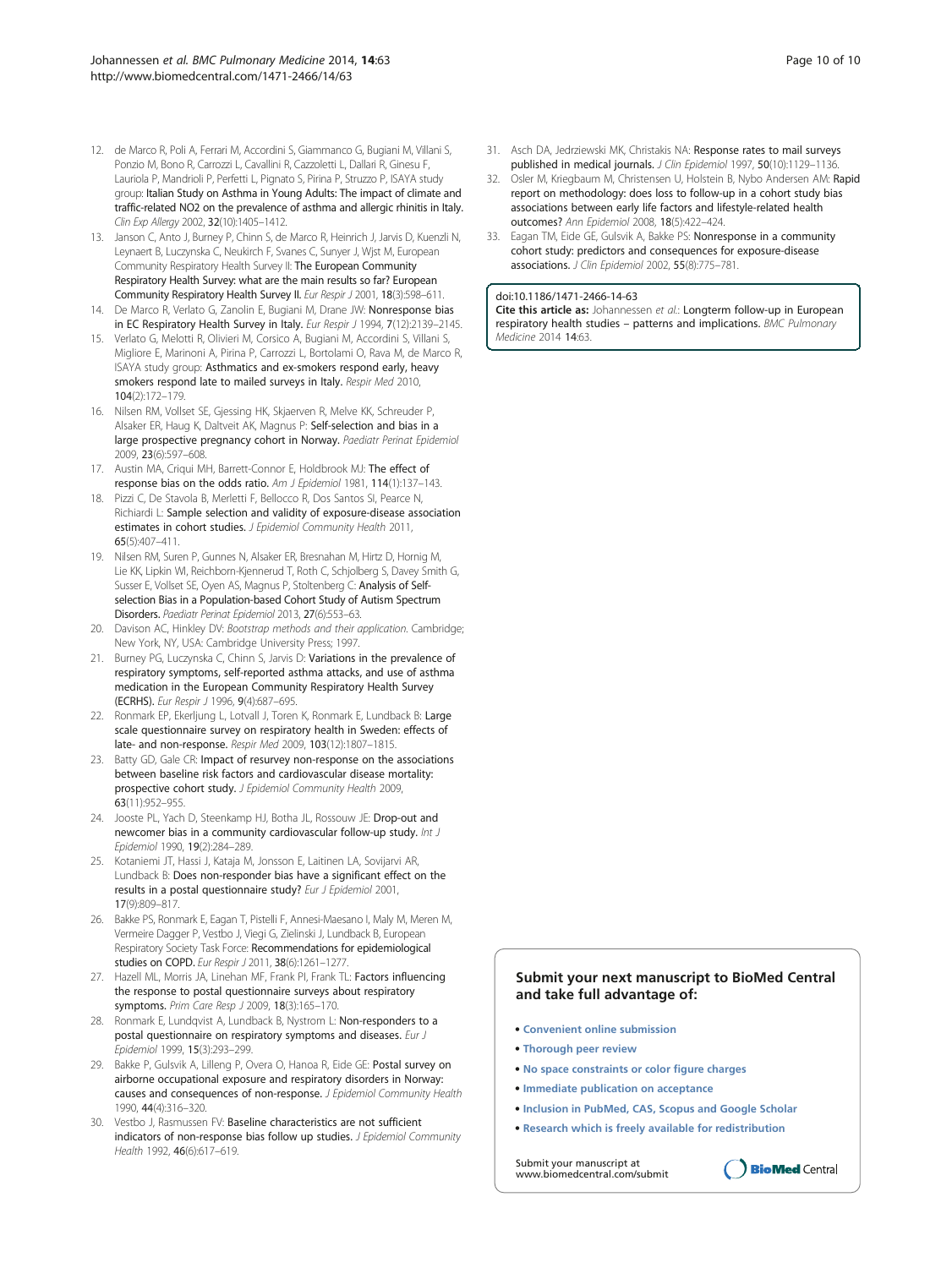12. de Marco R, Poli A, Ferrari M, Accordini S, Giammanco G, Bugiani M, Villani S, Ponzio M, Bono R, Carrozzi L, Cavallini R, Cazzoletti L, Dallari R, Ginesu F, Lauriola P, Mandrioli P, Perfetti L, Pignato S, Pirina P, Struzzo P, ISAYA study group: **Italian Study on Asthma in Young Adults: The impact of climate and traffic-related NO2 on the prevalence of asthma and allergic rhinitis in Italy.** *Clin Exp Allergy* 2002, **32**(10):1405–1412.
13. Janson C, Anto J, Burney P, Chinn S, de Marco R, Heinrich J, Jarvis D, Kuenzli N, Leynaert B, Luczynska C, Neukirch F, Svanes C, Sunyer J, Wjst M, European Community Respiratory Health Survey II: **The European Community Respiratory Health Survey: what are the main results so far? European Community Respiratory Health Survey II.** *Eur Respir J* 2001, **18**(3):598–611.
14. De Marco R, Verlato G, Zanolin E, Bugiani M, Drane JW: **Nonresponse bias in EC Respiratory Health Survey in Italy.** *Eur Respir J* 1994, **7**(12):2139–2145.
15. Verlato G, Melotti R, Olivieri M, Corsico A, Bugiani M, Accordini S, Villani S, Migliore E, Marinoni A, Pirina P, Carrozzi L, Bortolami O, Rava M, de Marco R, ISAYA study group: **Asthmatics and ex-smokers respond early, heavy smokers respond late to mailed surveys in Italy.** *Respir Med* 2010, **104**(2):172–179.
16. Nilsen RM, Vollset SE, Gjessing HK, Skjaerven R, Melve KK, Schreuder P, Alsaker ER, Haug K, Daltveit AK, Magnus P: **Self-selection and bias in a large prospective pregnancy cohort in Norway.** *Paediatr Perinat Epidemiol* 2009, **23**(6):597–608.
17. Austin MA, Criqui MH, Barrett-Connor E, Holdbrook MJ: **The effect of response bias on the odds ratio.** *Am J Epidemiol* 1981, **114**(1):137–143.
18. Pizzi C, De Stavola B, Merletti F, Bellocco R, Dos Santos SI, Pearce N, Richiardi L: **Sample selection and validity of exposure-disease association estimates in cohort studies.** *J Epidemiol Community Health* 2011, **65**(5):407–411.
19. Nilsen RM, Suren P, Gunnes N, Alsaker ER, Bresnahan M, Hirtz D, Hornig M, Lie KK, Lipkin WI, Reichborn-Kjennerud T, Roth C, Schjolberg S, Davey Smith G, Susser E, Vollset SE, Oyen AS, Magnus P, Stoltenberg C: **Analysis of Self-selection Bias in a Population-based Cohort Study of Autism Spectrum Disorders.** *Paediatr Perinat Epidemiol* 2013, **27**(6):553–63.
20. Davison AC, Hinkley DV: *Bootstrap methods and their application.* Cambridge; New York, NY, USA: Cambridge University Press; 1997.
21. Burney PG, Luczynska C, Chinn S, Jarvis D: **Variations in the prevalence of respiratory symptoms, self-reported asthma attacks, and use of asthma medication in the European Community Respiratory Health Survey (ECRHS).** *Eur Respir J* 1996, **9**(4):687–695.
22. Ronmark EP, Ekerljung L, Lotvall J, Toren K, Ronmark E, Lundback B: **Large scale questionnaire survey on respiratory health in Sweden: effects of late- and non-response.** *Respir Med* 2009, **103**(12):1807–1815.
23. Batty GD, Gale CR: **Impact of resurvey non-response on the associations between baseline risk factors and cardiovascular disease mortality: prospective cohort study.** *J Epidemiol Community Health* 2009, **63**(11):952–955.
24. Jooste PL, Yach D, Steenkamp HJ, Botha JL, Rossouw JE: **Drop-out and newcomer bias in a community cardiovascular follow-up study.** *Int J Epidemiol* 1990, **19**(2):284–289.
25. Kotaniemi JT, Hassi J, Kataja M, Jonsson E, Laitinen LA, Sovijarvi AR, Lundback B: **Does non-responder bias have a significant effect on the results in a postal questionnaire study?** *Eur J Epidemiol* 2001, **17**(9):809–817.
26. Bakke PS, Ronmark E, Eagan T, Pistelli F, Annesi-Maesano I, Maly M, Meren M, Vermeire Dagger P, Vestbo J, Viegi G, Zielinski J, Lundback B, European Respiratory Society Task Force: **Recommendations for epidemiological studies on COPD.** *Eur Respir J* 2011, **38**(6):1261–1277.
27. Hazell ML, Morris JA, Linehan MF, Frank PI, Frank TL: **Factors influencing the response to postal questionnaire surveys about respiratory symptoms.** *Prim Care Resp J* 2009, **18**(3):165–170.
28. Ronmark E, Lundqvist A, Lundback B, Nystrom L: **Non-responders to a postal questionnaire on respiratory symptoms and diseases.** *Eur J Epidemiol* 1999, **15**(3):293–299.
29. Bakke P, Gulsvik A, Lilleng P, Overa O, Hanoa R, Eide GE: **Postal survey on airborne occupational exposure and respiratory disorders in Norway: causes and consequences of non-response.** *J Epidemiol Community Health* 1990, **44**(4):316–320.
30. Vestbo J, Rasmussen FV: **Baseline characteristics are not sufficient indicators of non-response bias follow up studies.** *J Epidemiol Community Health* 1992, **46**(6):617–619.
31. Asch DA, Jedrziewski MK, Christakis NA: **Response rates to mail surveys published in medical journals.** *J Clin Epidemiol* 1997, **50**(10):1129–1136.
32. Osler M, Kriegbaum M, Christensen U, Holstein B, Nybo Andersen AM: **Rapid report on methodology: does loss to follow-up in a cohort study bias associations between early life factors and lifestyle-related health outcomes?** *Ann Epidemiol* 2008, **18**(5):422–424.
33. Eagan TM, Eide GE, Gulsvik A, Bakke PS: **Nonresponse in a community cohort study: predictors and consequences for exposure-disease associations.** *J Clin Epidemiol* 2002, **55**(8):775–781.

doi:10.1186/1471-2466-14-63

**Cite this article as:** Johannessen *et al.*: Longterm follow-up in European respiratory health studies – patterns and implications. *BMC Pulmonary Medicine* 2014 **14**:63.

**Submit your next manuscript to BioMed Central and take full advantage of:**

- **Convenient online submission**
- **Thorough peer review**
- **No space constraints or color figure charges**
- **Immediate publication on acceptance**
- **Inclusion in PubMed, CAS, Scopus and Google Scholar**
- **Research which is freely available for redistribution**

Submit your manuscript at
www.biomedcentral.com/submit

BioMed Central